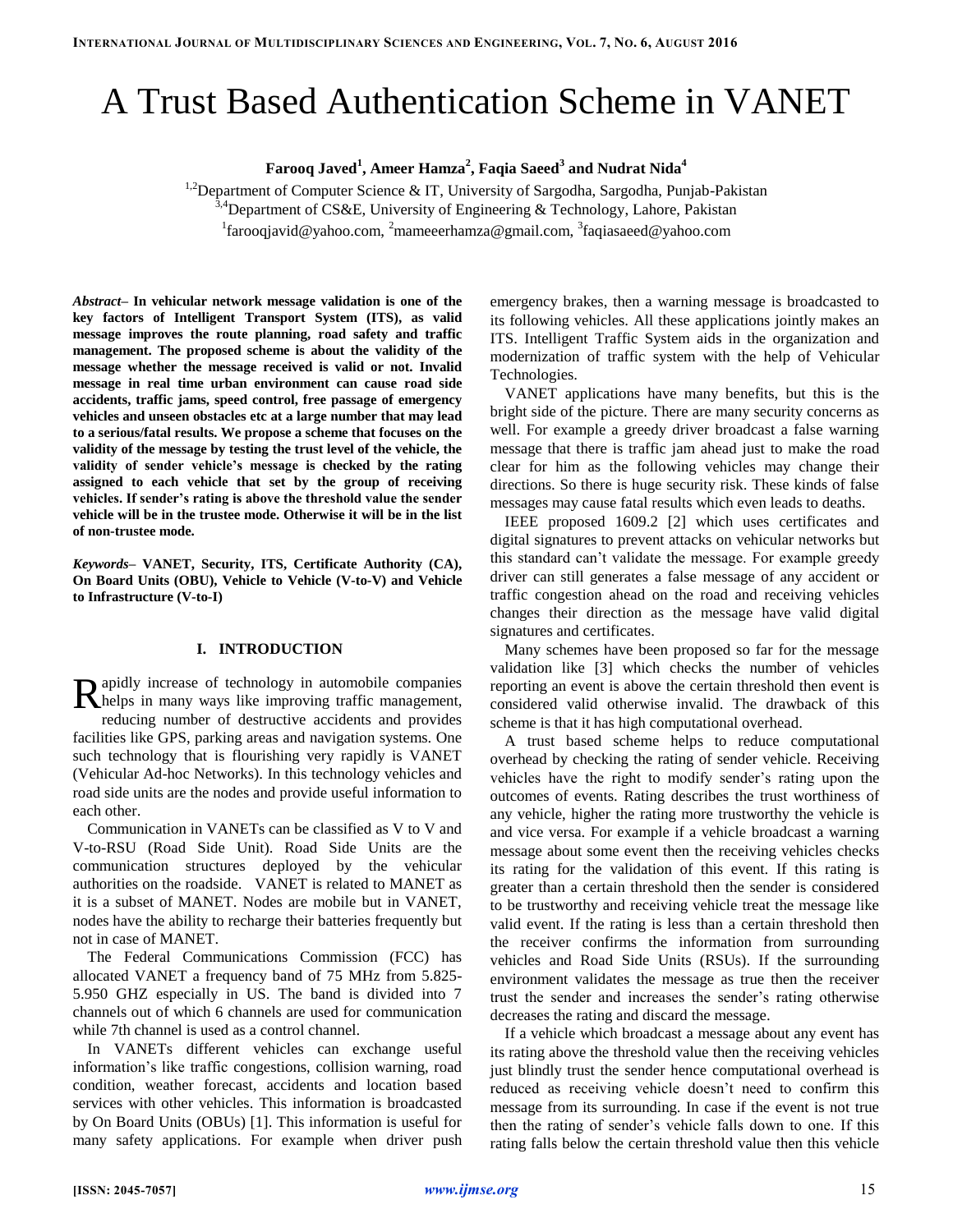# A Trust Based Authentication Scheme in VANET

**Farooq Javed[1], Ameer Hamza[2], Faqia Saeed[3] and Nudrat Nida[4]**

[1,2]Department of Computer Science & IT, University of Sargodha, Sargodha, Punjab-Pakistan
[3,4]Department of CS&E, University of Engineering & Technology, Lahore, Pakistan
[1]farooqjavid@yahoo.com, [2]mameeerhamza@gmail.com, [3]faqiasaeed@yahoo.com

***Abstract*– In vehicular network message validation is one of the key factors of Intelligent Transport System (ITS), as valid message improves the route planning, road safety and traffic management. The proposed scheme is about the validity of the message whether the message received is valid or not. Invalid message in real time urban environment can cause road side accidents, traffic jams, speed control, free passage of emergency vehicles and unseen obstacles etc at a large number that may lead to a serious/fatal results. We propose a scheme that focuses on the validity of the message by testing the trust level of the vehicle, the validity of sender vehicle's message is checked by the rating assigned to each vehicle that set by the group of receiving vehicles. If sender's rating is above the threshold value the sender vehicle will be in the trustee mode. Otherwise it will be in the list of non-trustee mode.**

***Keywords*– VANET, Security, ITS, Certificate Authority (CA), On Board Units (OBU), Vehicle to Vehicle (V-to-V) and Vehicle to Infrastructure (V-to-I)**

## I. INTRODUCTION

Rapidly increase of technology in automobile companies helps in many ways like improving traffic management, reducing number of destructive accidents and provides facilities like GPS, parking areas and navigation systems. One such technology that is flourishing very rapidly is VANET (Vehicular Ad-hoc Networks). In this technology vehicles and road side units are the nodes and provide useful information to each other.

Communication in VANETs can be classified as V to V and V-to-RSU (Road Side Unit). Road Side Units are the communication structures deployed by the vehicular authorities on the roadside. VANET is related to MANET as it is a subset of MANET. Nodes are mobile but in VANET, nodes have the ability to recharge their batteries frequently but not in case of MANET.

The Federal Communications Commission (FCC) has allocated VANET a frequency band of 75 MHz from 5.825-5.950 GHZ especially in US. The band is divided into 7 channels out of which 6 channels are used for communication while 7th channel is used as a control channel.

In VANETs different vehicles can exchange useful information's like traffic congestions, collision warning, road condition, weather forecast, accidents and location based services with other vehicles. This information is broadcasted by On Board Units (OBUs) [1]. This information is useful for many safety applications. For example when driver push emergency brakes, then a warning message is broadcasted to its following vehicles. All these applications jointly makes an ITS. Intelligent Traffic System aids in the organization and modernization of traffic system with the help of Vehicular Technologies.

VANET applications have many benefits, but this is the bright side of the picture. There are many security concerns as well. For example a greedy driver broadcast a false warning message that there is traffic jam ahead just to make the road clear for him as the following vehicles may change their directions. So there is huge security risk. These kinds of false messages may cause fatal results which even leads to deaths.

IEEE proposed 1609.2 [2] which uses certificates and digital signatures to prevent attacks on vehicular networks but this standard can't validate the message. For example greedy driver can still generates a false message of any accident or traffic congestion ahead on the road and receiving vehicles changes their direction as the message have valid digital signatures and certificates.

Many schemes have been proposed so far for the message validation like [3] which checks the number of vehicles reporting an event is above the certain threshold then event is considered valid otherwise invalid. The drawback of this scheme is that it has high computational overhead.

A trust based scheme helps to reduce computational overhead by checking the rating of sender vehicle. Receiving vehicles have the right to modify sender's rating upon the outcomes of events. Rating describes the trust worthiness of any vehicle, higher the rating more trustworthy the vehicle is and vice versa. For example if a vehicle broadcast a warning message about some event then the receiving vehicles checks its rating for the validation of this event. If this rating is greater than a certain threshold then the sender is considered to be trustworthy and receiving vehicle treat the message like valid event. If the rating is less than a certain threshold then the receiver confirms the information from surrounding vehicles and Road Side Units (RSUs). If the surrounding environment validates the message as true then the receiver trust the sender and increases the sender's rating otherwise decreases the rating and discard the message.

If a vehicle which broadcast a message about any event has its rating above the threshold value then the receiving vehicles just blindly trust the sender hence computational overhead is reduced as receiving vehicle doesn't need to confirm this message from its surrounding. In case if the event is not true then the rating of sender's vehicle falls down to one. If this rating falls below the certain threshold value then this vehicle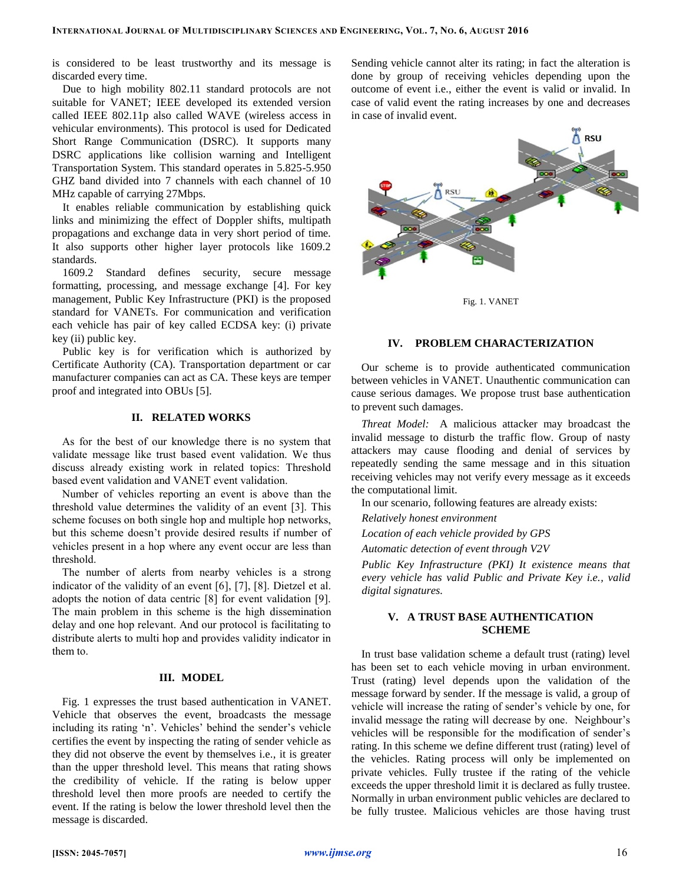is considered to be least trustworthy and its message is discarded every time.

Due to high mobility 802.11 standard protocols are not suitable for VANET; IEEE developed its extended version called IEEE 802.11p also called WAVE (wireless access in vehicular environments). This protocol is used for Dedicated Short Range Communication (DSRC). It supports many DSRC applications like collision warning and Intelligent Transportation System. This standard operates in 5.825-5.950 GHZ band divided into 7 channels with each channel of 10 MHz capable of carrying 27Mbps.

It enables reliable communication by establishing quick links and minimizing the effect of Doppler shifts, multipath propagations and exchange data in very short period of time. It also supports other higher layer protocols like 1609.2 standards.

1609.2 Standard defines security, secure message formatting, processing, and message exchange [4]. For key management, Public Key Infrastructure (PKI) is the proposed standard for VANETs. For communication and verification each vehicle has pair of key called ECDSA key: (i) private key (ii) public key.

Public key is for verification which is authorized by Certificate Authority (CA). Transportation department or car manufacturer companies can act as CA. These keys are temper proof and integrated into OBUs [5].

## II. RELATED WORKS

As for the best of our knowledge there is no system that validate message like trust based event validation. We thus discuss already existing work in related topics: Threshold based event validation and VANET event validation.

Number of vehicles reporting an event is above than the threshold value determines the validity of an event [3]. This scheme focuses on both single hop and multiple hop networks, but this scheme doesn't provide desired results if number of vehicles present in a hop where any event occur are less than threshold.

The number of alerts from nearby vehicles is a strong indicator of the validity of an event [6], [7], [8]. Dietzel et al. adopts the notion of data centric [8] for event validation [9]. The main problem in this scheme is the high dissemination delay and one hop relevant. And our protocol is facilitating to distribute alerts to multi hop and provides validity indicator in them to.

## III. MODEL

Fig. 1 expresses the trust based authentication in VANET. Vehicle that observes the event, broadcasts the message including its rating 'n'. Vehicles' behind the sender's vehicle certifies the event by inspecting the rating of sender vehicle as they did not observe the event by themselves i.e., it is greater than the upper threshold level. This means that rating shows the credibility of vehicle. If the rating is below upper threshold level then more proofs are needed to certify the event. If the rating is below the lower threshold level then the message is discarded.

Sending vehicle cannot alter its rating; in fact the alteration is done by group of receiving vehicles depending upon the outcome of event i.e., either the event is valid or invalid. In case of valid event the rating increases by one and decreases in case of invalid event.

Fig. 1. VANET

## IV. PROBLEM CHARACTERIZATION

Our scheme is to provide authenticated communication between vehicles in VANET. Unauthentic communication can cause serious damages. We propose trust base authentication to prevent such damages.

*Threat Model:* A malicious attacker may broadcast the invalid message to disturb the traffic flow. Group of nasty attackers may cause flooding and denial of services by repeatedly sending the same message and in this situation receiving vehicles may not verify every message as it exceeds the computational limit.

In our scenario, following features are already exists:

*Relatively honest environment*

*Location of each vehicle provided by GPS*

*Automatic detection of event through V2V*

*Public Key Infrastructure (PKI) It existence means that every vehicle has valid Public and Private Key i.e., valid digital signatures.*

## V. A TRUST BASE AUTHENTICATION SCHEME

In trust base validation scheme a default trust (rating) level has been set to each vehicle moving in urban environment. Trust (rating) level depends upon the validation of the message forward by sender. If the message is valid, a group of vehicle will increase the rating of sender's vehicle by one, for invalid message the rating will decrease by one. Neighbour's vehicles will be responsible for the modification of sender's rating. In this scheme we define different trust (rating) level of the vehicles. Rating process will only be implemented on private vehicles. Fully trustee if the rating of the vehicle exceeds the upper threshold limit it is declared as fully trustee. Normally in urban environment public vehicles are declared to be fully trustee. Malicious vehicles are those having trust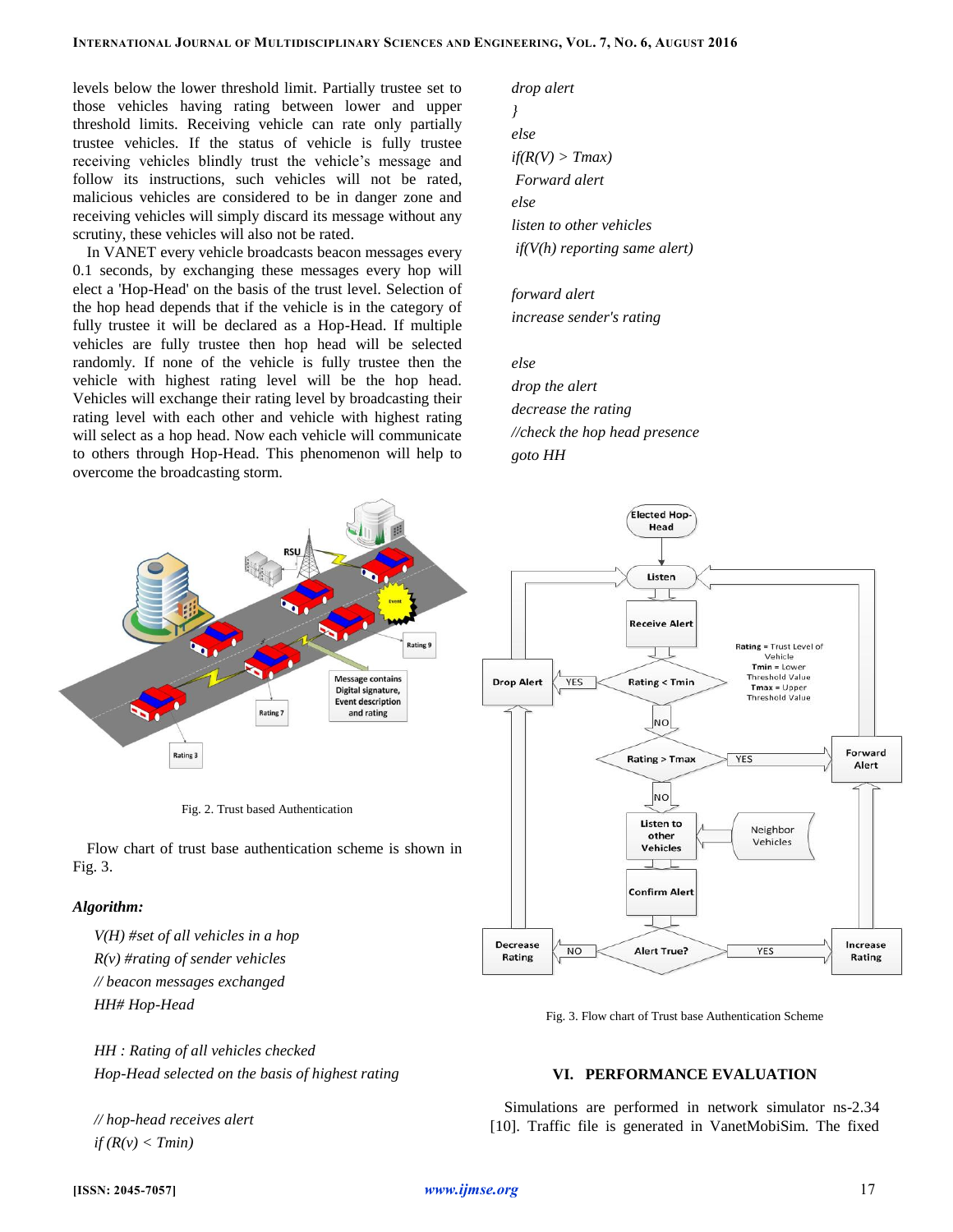levels below the lower threshold limit. Partially trustee set to those vehicles having rating between lower and upper threshold limits. Receiving vehicle can rate only partially trustee vehicles. If the status of vehicle is fully trustee receiving vehicles blindly trust the vehicle's message and follow its instructions, such vehicles will not be rated, malicious vehicles are considered to be in danger zone and receiving vehicles will simply discard its message without any scrutiny, these vehicles will also not be rated.

In VANET every vehicle broadcasts beacon messages every 0.1 seconds, by exchanging these messages every hop will elect a 'Hop-Head' on the basis of the trust level. Selection of the hop head depends that if the vehicle is in the category of fully trustee it will be declared as a Hop-Head. If multiple vehicles are fully trustee then hop head will be selected randomly. If none of the vehicle is fully trustee then the vehicle with highest rating level will be the hop head. Vehicles will exchange their rating level by broadcasting their rating level with each other and vehicle with highest rating will select as a hop head. Now each vehicle will communicate to others through Hop-Head. This phenomenon will help to overcome the broadcasting storm.

Fig. 2. Trust based Authentication

Flow chart of trust base authentication scheme is shown in Fig. 3.

***Algorithm:***

*V(H) #set of all vehicles in a hop*
*R(v) #rating of sender vehicles*
*// beacon messages exchanged*
*HH# Hop-Head*

*HH : Rating of all vehicles checked*
*Hop-Head selected on the basis of highest rating*

*// hop-head receives alert*
*if (R(v) < Tmin)*
*drop alert*
*}*
*else*
*if(R(V) > Tmax)*
*Forward alert*
*else*
*listen to other vehicles*
*if(V(h) reporting same alert)*

*forward alert*
*increase sender's rating*

*else*
*drop the alert*
*decrease the rating*
*//check the hop head presence*
*goto HH*

Fig. 3. Flow chart of Trust base Authentication Scheme

## VI. PERFORMANCE EVALUATION

Simulations are performed in network simulator ns-2.34 [10]. Traffic file is generated in VanetMobiSim. The fixed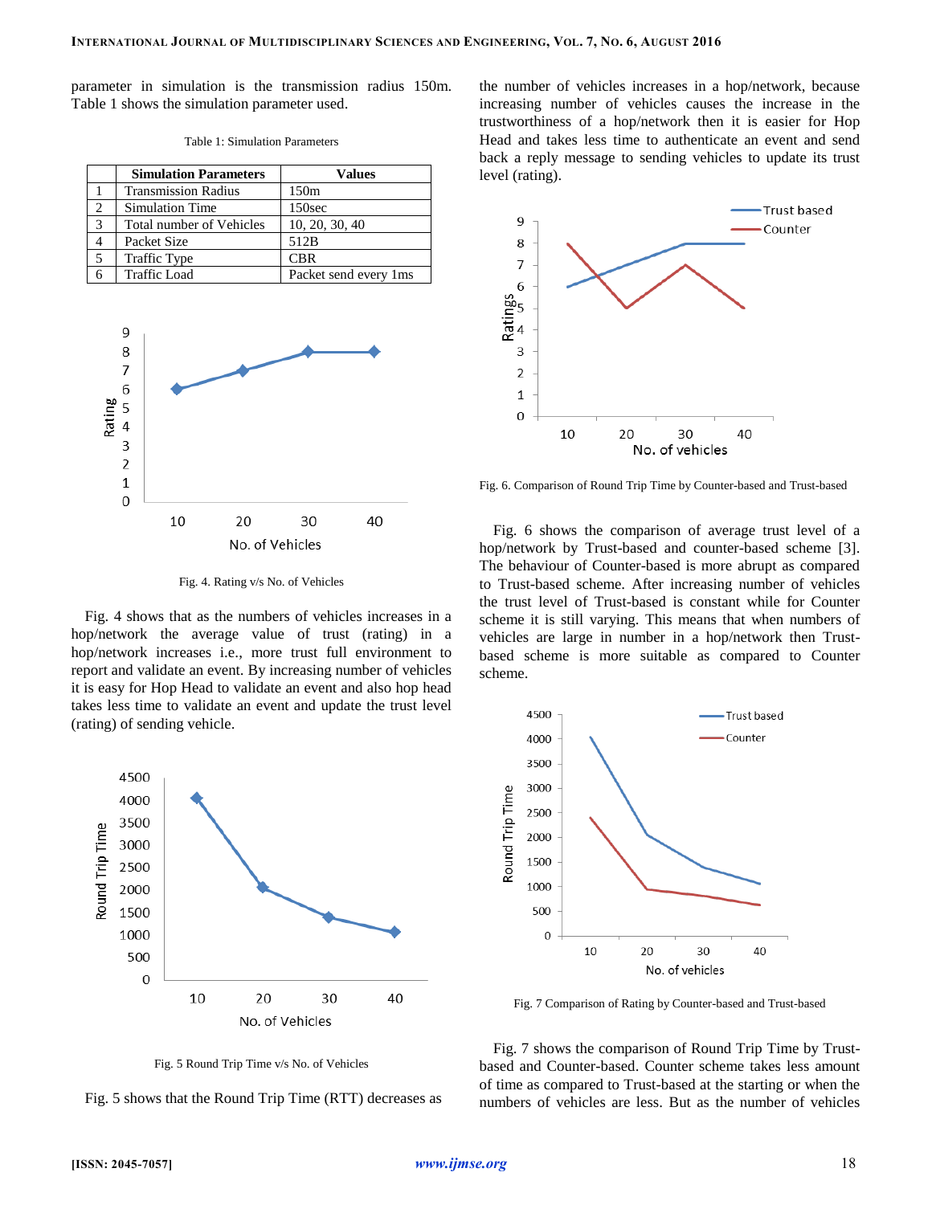parameter in simulation is the transmission radius 150m. Table 1 shows the simulation parameter used.

Table 1: Simulation Parameters

| | Simulation Parameters | Values |
|---|---|---|
| 1 | Transmission Radius | 150m |
| 2 | Simulation Time | 150sec |
| 3 | Total number of Vehicles | 10, 20, 30, 40 |
| 4 | Packet Size | 512B |
| 5 | Traffic Type | CBR |
| 6 | Traffic Load | Packet send every 1ms |

Fig. 4. Rating v/s No. of Vehicles

Fig. 4 shows that as the numbers of vehicles increases in a hop/network the average value of trust (rating) in a hop/network increases i.e., more trust full environment to report and validate an event. By increasing number of vehicles it is easy for Hop Head to validate an event and also hop head takes less time to validate an event and update the trust level (rating) of sending vehicle.

Fig. 5 Round Trip Time v/s No. of Vehicles

Fig. 5 shows that the Round Trip Time (RTT) decreases as the number of vehicles increases in a hop/network, because increasing number of vehicles causes the increase in the trustworthiness of a hop/network then it is easier for Hop Head and takes less time to authenticate an event and send back a reply message to sending vehicles to update its trust level (rating).

Fig. 6. Comparison of Round Trip Time by Counter-based and Trust-based

Fig. 6 shows the comparison of average trust level of a hop/network by Trust-based and counter-based scheme [3]. The behaviour of Counter-based is more abrupt as compared to Trust-based scheme. After increasing number of vehicles the trust level of Trust-based is constant while for Counter scheme it is still varying. This means that when numbers of vehicles are large in number in a hop/network then Trust-based scheme is more suitable as compared to Counter scheme.

Fig. 7 Comparison of Rating by Counter-based and Trust-based

Fig. 7 shows the comparison of Round Trip Time by Trust-based and Counter-based. Counter scheme takes less amount of time as compared to Trust-based at the starting or when the numbers of vehicles are less. But as the number of vehicles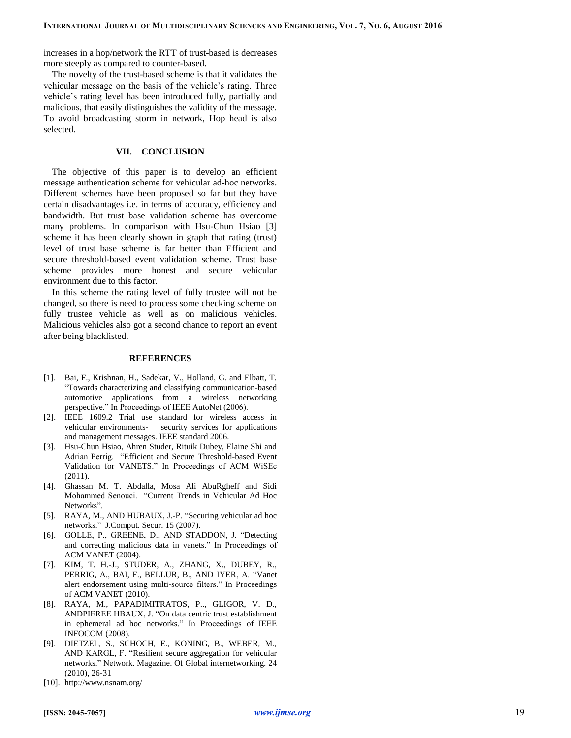increases in a hop/network the RTT of trust-based is decreases more steeply as compared to counter-based.

The novelty of the trust-based scheme is that it validates the vehicular message on the basis of the vehicle's rating. Three vehicle's rating level has been introduced fully, partially and malicious, that easily distinguishes the validity of the message. To avoid broadcasting storm in network, Hop head is also selected.

## VII. CONCLUSION

The objective of this paper is to develop an efficient message authentication scheme for vehicular ad-hoc networks. Different schemes have been proposed so far but they have certain disadvantages i.e. in terms of accuracy, efficiency and bandwidth. But trust base validation scheme has overcome many problems. In comparison with Hsu-Chun Hsiao [3] scheme it has been clearly shown in graph that rating (trust) level of trust base scheme is far better than Efficient and secure threshold-based event validation scheme. Trust base scheme provides more honest and secure vehicular environment due to this factor.

In this scheme the rating level of fully trustee will not be changed, so there is need to process some checking scheme on fully trustee vehicle as well as on malicious vehicles. Malicious vehicles also got a second chance to report an event after being blacklisted.

## REFERENCES

[1]. Bai, F., Krishnan, H., Sadekar, V., Holland, G. and Elbatt, T. "Towards characterizing and classifying communication-based automotive applications from a wireless networking perspective." In Proceedings of IEEE AutoNet (2006).

[2]. IEEE 1609.2 Trial use standard for wireless access in vehicular environments- security services for applications and management messages. IEEE standard 2006.

[3]. Hsu-Chun Hsiao, Ahren Studer, Rituik Dubey, Elaine Shi and Adrian Perrig. "Efficient and Secure Threshold-based Event Validation for VANETS." In Proceedings of ACM WiSEc (2011).

[4]. Ghassan M. T. Abdalla, Mosa Ali AbuRgheff and Sidi Mohammed Senouci. "Current Trends in Vehicular Ad Hoc Networks".

[5]. RAYA, M., AND HUBAUX, J.-P. "Securing vehicular ad hoc networks." J.Comput. Secur. 15 (2007).

[6]. GOLLE, P., GREENE, D., AND STADDON, J. "Detecting and correcting malicious data in vanets." In Proceedings of ACM VANET (2004).

[7]. KIM, T. H.-J., STUDER, A., ZHANG, X., DUBEY, R., PERRIG, A., BAI, F., BELLUR, B., AND IYER, A. "Vanet alert endorsement using multi-source filters." In Proceedings of ACM VANET (2010).

[8]. RAYA, M., PAPADIMITRATOS, P.., GLIGOR, V. D., ANDPIEREE HBAUX, J. "On data centric trust establishment in ephemeral ad hoc networks." In Proceedings of IEEE INFOCOM (2008).

[9]. DIETZEL, S., SCHOCH, E., KONING, B., WEBER, M., AND KARGL, F. "Resilient secure aggregation for vehicular networks." Network. Magazine. Of Global internetworking. 24 (2010), 26-31

[10]. http://www.nsnam.org/